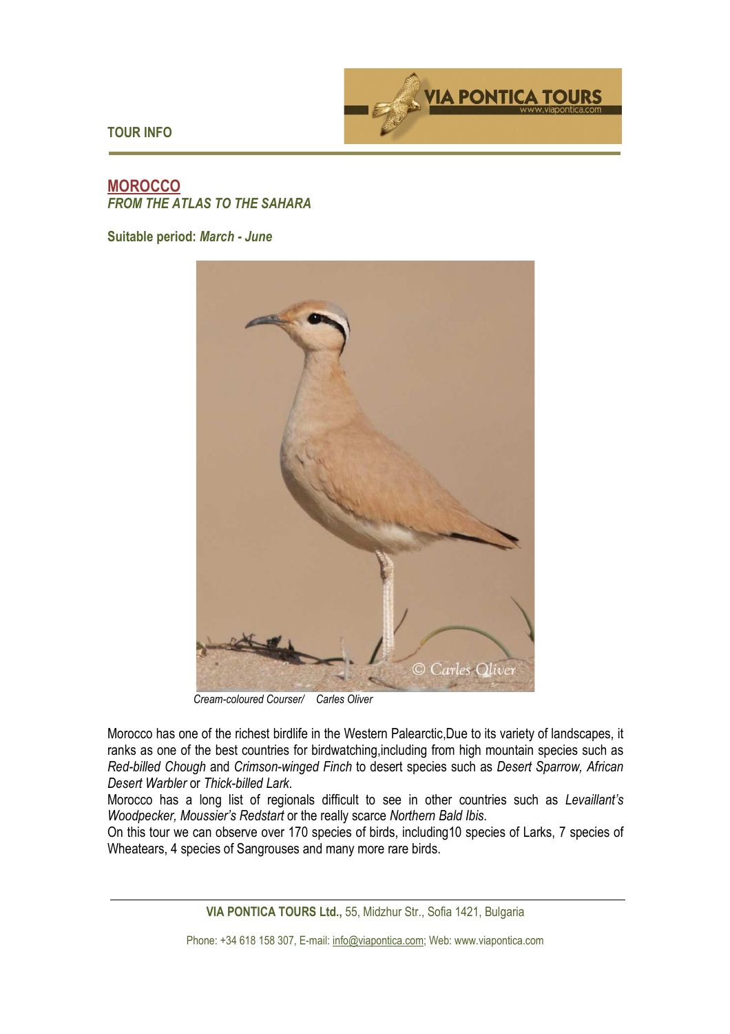TOUR INFO

# MOROCCO

***FROM THE ATLAS TO THE SAHARA***

**Suitable period: *March - June***

*Cream-coloured Courser/ Carles Oliver*

Morocco has one of the richest birdlife in the Western Palearctic,Due to its variety of landscapes, it ranks as one of the best countries for birdwatching,including from high mountain species such as *Red-billed Chough* and *Crimson-winged Finch* to desert species such as *Desert Sparrow, African Desert Warbler* or *Thick-billed Lark*.

Morocco has a long list of regionals difficult to see in other countries such as *Levaillant's Woodpecker, Moussier's Redstart* or the really scarce *Northern Bald Ibis*.

On this tour we can observe over 170 species of birds, including10 species of Larks, 7 species of Wheatears, 4 species of Sangrouses and many more rare birds.

**VIA PONTICA TOURS Ltd.,** 55, Midzhur Str., Sofia 1421, Bulgaria

Phone: +34 618 158 307, E-mail: info@viapontica.com; Web: www.viapontica.com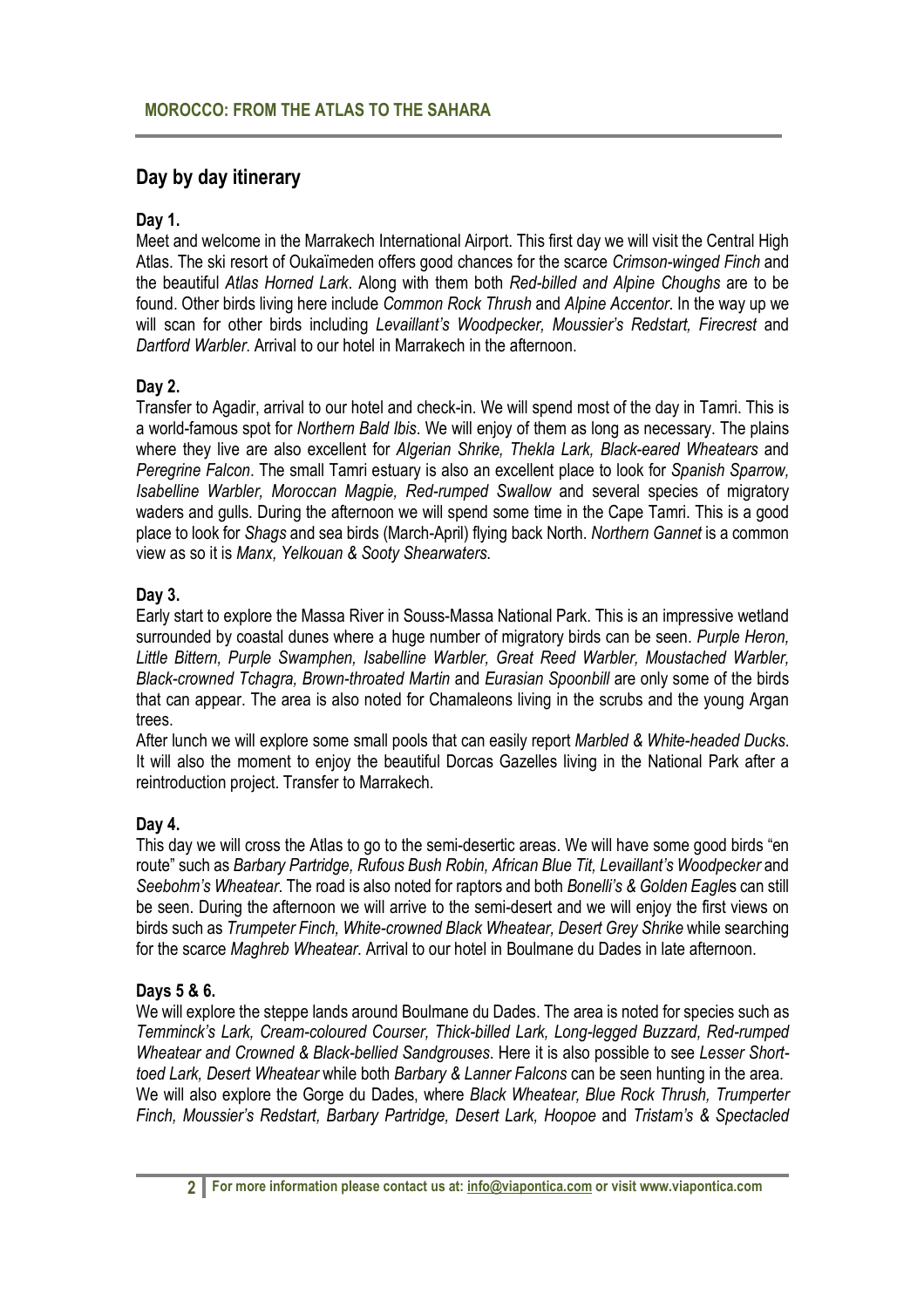## Day by day itinerary

### Day 1.

Meet and welcome in the Marrakech International Airport. This first day we will visit the Central High Atlas. The ski resort of Oukaïmeden offers good chances for the scarce *Crimson-winged Finch* and the beautiful *Atlas Horned Lark*. Along with them both *Red-billed and Alpine Choughs* are to be found. Other birds living here include *Common Rock Thrush* and *Alpine Accentor*. In the way up we will scan for other birds including *Levaillant's Woodpecker, Moussier's Redstart, Firecrest* and *Dartford Warbler*. Arrival to our hotel in Marrakech in the afternoon.

### Day 2.

Transfer to Agadir, arrival to our hotel and check-in. We will spend most of the day in Tamri. This is a world-famous spot for *Northern Bald Ibis*. We will enjoy of them as long as necessary. The plains where they live are also excellent for *Algerian Shrike, Thekla Lark, Black-eared Wheatears* and *Peregrine Falcon*. The small Tamri estuary is also an excellent place to look for *Spanish Sparrow, Isabelline Warbler, Moroccan Magpie, Red-rumped Swallow* and several species of migratory waders and gulls. During the afternoon we will spend some time in the Cape Tamri. This is a good place to look for *Shags* and sea birds (March-April) flying back North. *Northern Gannet* is a common view as so it is *Manx, Yelkouan & Sooty Shearwaters*.

### Day 3.

Early start to explore the Massa River in Souss-Massa National Park. This is an impressive wetland surrounded by coastal dunes where a huge number of migratory birds can be seen. *Purple Heron, Little Bittern, Purple Swamphen, Isabelline Warbler, Great Reed Warbler, Moustached Warbler, Black-crowned Tchagra, Brown-throated Martin* and *Eurasian Spoonbill* are only some of the birds that can appear. The area is also noted for Chamaleons living in the scrubs and the young Argan trees.

After lunch we will explore some small pools that can easily report *Marbled & White-headed Ducks*. It will also the moment to enjoy the beautiful Dorcas Gazelles living in the National Park after a reintroduction project. Transfer to Marrakech.

### Day 4.

This day we will cross the Atlas to go to the semi-desertic areas. We will have some good birds "en route" such as *Barbary Partridge, Rufous Bush Robin, African Blue Tit, Levaillant's Woodpecker* and *Seebohm's Wheatear*. The road is also noted for raptors and both *Bonelli's & Golden Eagles* can still be seen. During the afternoon we will arrive to the semi-desert and we will enjoy the first views on birds such as *Trumpeter Finch, White-crowned Black Wheatear, Desert Grey Shrike* while searching for the scarce *Maghreb Wheatear*. Arrival to our hotel in Boulmane du Dades in late afternoon.

### Days 5 & 6.

We will explore the steppe lands around Boulmane du Dades. The area is noted for species such as *Temminck's Lark, Cream-coloured Courser, Thick-billed Lark, Long-legged Buzzard, Red-rumped Wheatear and Crowned & Black-bellied Sandgrouses*. Here it is also possible to see *Lesser Short-toed Lark, Desert Wheatear* while both *Barbary & Lanner Falcons* can be seen hunting in the area.

We will also explore the Gorge du Dades, where *Black Wheatear, Blue Rock Thrush, Trumperter Finch, Moussier's Redstart, Barbary Partridge, Desert Lark, Hoopoe* and *Tristam's & Spectacled*

For more information please contact us at: info@viapontica.com or visit www.viapontica.com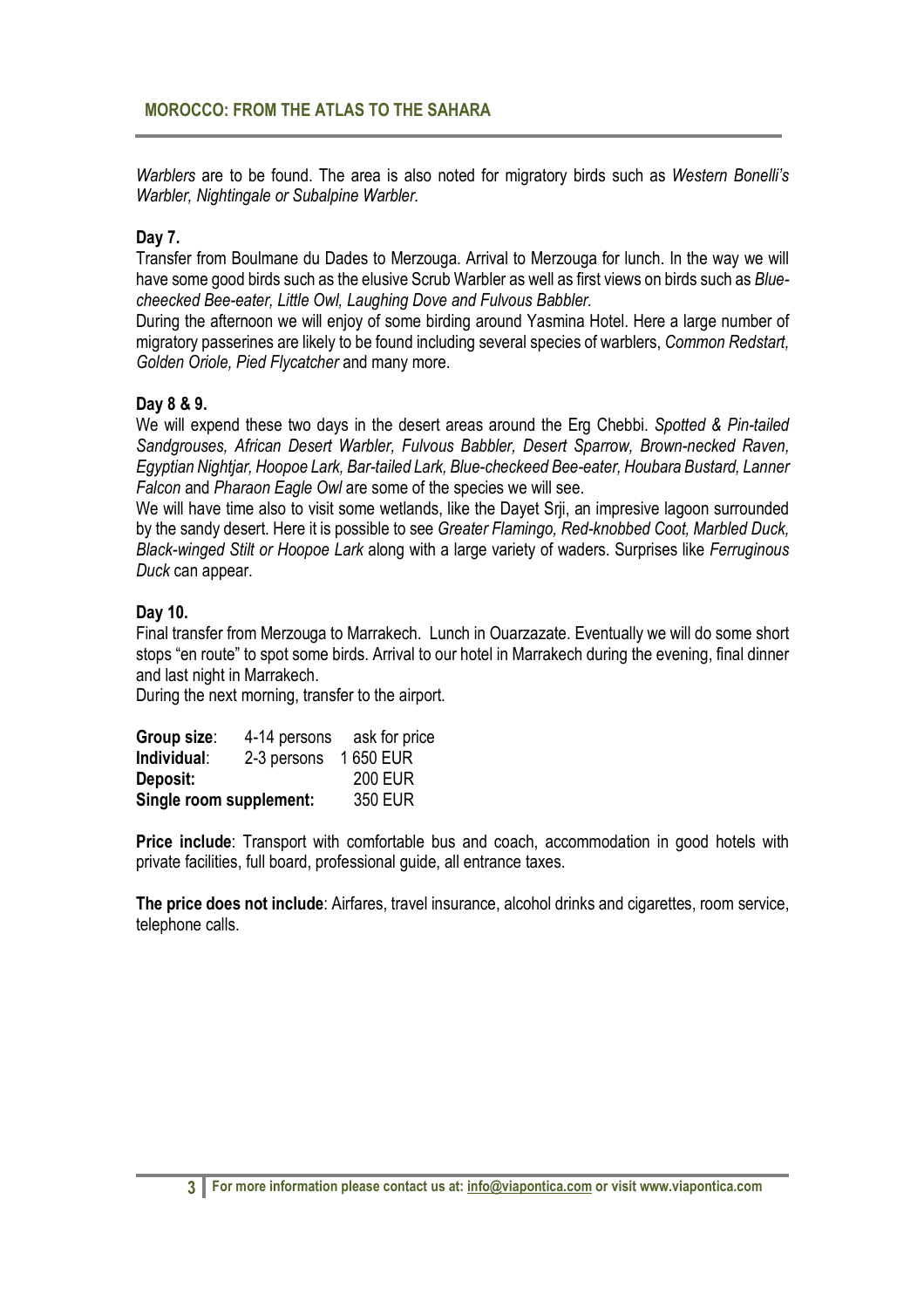*Warblers* are to be found. The area is also noted for migratory birds such as *Western Bonelli's Warbler, Nightingale or Subalpine Warbler.*

**Day 7.**

Transfer from Boulmane du Dades to Merzouga. Arrival to Merzouga for lunch. In the way we will have some good birds such as the elusive Scrub Warbler as well as first views on birds such as *Blue-cheecked Bee-eater, Little Owl, Laughing Dove and Fulvous Babbler.*

During the afternoon we will enjoy of some birding around Yasmina Hotel. Here a large number of migratory passerines are likely to be found including several species of warblers, *Common Redstart, Golden Oriole, Pied Flycatcher* and many more.

**Day 8 & 9.**

We will expend these two days in the desert areas around the Erg Chebbi. *Spotted & Pin-tailed Sandgrouses, African Desert Warbler, Fulvous Babbler, Desert Sparrow, Brown-necked Raven, Egyptian Nightjar, Hoopoe Lark, Bar-tailed Lark, Blue-checkeed Bee-eater, Houbara Bustard, Lanner Falcon* and *Pharaon Eagle Owl* are some of the species we will see.

We will have time also to visit some wetlands, like the Dayet Srji, an impresive lagoon surrounded by the sandy desert. Here it is possible to see *Greater Flamingo, Red-knobbed Coot, Marbled Duck, Black-winged Stilt or Hoopoe Lark* along with a large variety of waders. Surprises like *Ferruginous Duck* can appear.

**Day 10.**

Final transfer from Merzouga to Marrakech. Lunch in Ouarzazate. Eventually we will do some short stops "en route" to spot some birds. Arrival to our hotel in Marrakech during the evening, final dinner and last night in Marrakech.

During the next morning, transfer to the airport.

| | | |
|---|---|---|
| **Group size**: | 4-14 persons | ask for price |
| **Individual**: | 2-3 persons | 1 650 EUR |
| **Deposit:** | | 200 EUR |
| **Single room supplement:** | | 350 EUR |

**Price include**: Transport with comfortable bus and coach, accommodation in good hotels with private facilities, full board, professional guide, all entrance taxes.

**The price does not include**: Airfares, travel insurance, alcohol drinks and cigarettes, room service, telephone calls.